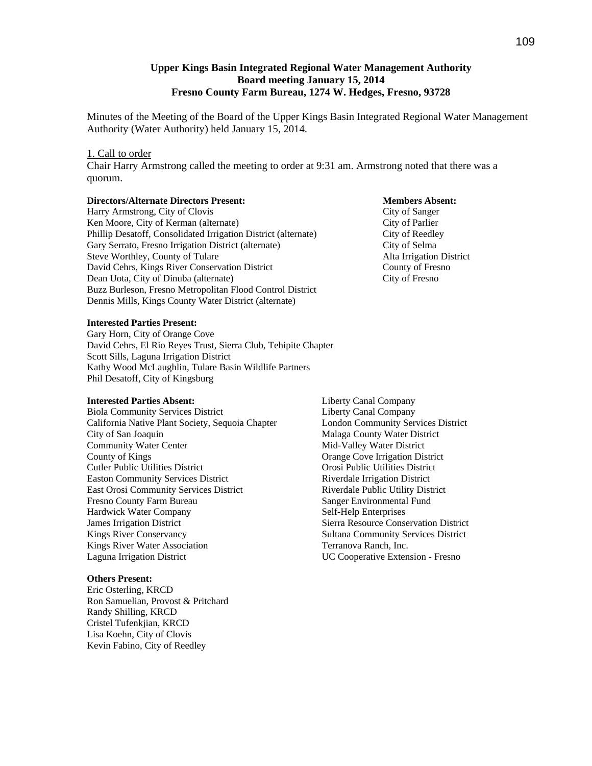**Upper Kings Basin Integrated Regional Water Management Authority**
**Board meeting January 15, 2014**
**Fresno County Farm Bureau, 1274 W. Hedges, Fresno, 93728**

Minutes of the Meeting of the Board of the Upper Kings Basin Integrated Regional Water Management Authority (Water Authority) held January 15, 2014.

1. Call to order

Chair Harry Armstrong called the meeting to order at 9:31 am. Armstrong noted that there was a quorum.

**Directors/Alternate Directors Present:**

Harry Armstrong, City of Clovis
Ken Moore, City of Kerman (alternate)
Phillip Desatoff, Consolidated Irrigation District (alternate)
Gary Serrato, Fresno Irrigation District (alternate)
Steve Worthley, County of Tulare
David Cehrs, Kings River Conservation District
Dean Uota, City of Dinuba (alternate)
Buzz Burleson, Fresno Metropolitan Flood Control District
Dennis Mills, Kings County Water District (alternate)

**Members Absent:**

City of Sanger
City of Parlier
City of Reedley
City of Selma
Alta Irrigation District
County of Fresno
City of Fresno

**Interested Parties Present:**

Gary Horn, City of Orange Cove
David Cehrs, El Rio Reyes Trust, Sierra Club, Tehipite Chapter
Scott Sills, Laguna Irrigation District
Kathy Wood McLaughlin, Tulare Basin Wildlife Partners
Phil Desatoff, City of Kingsburg

**Interested Parties Absent:**

Biola Community Services District
California Native Plant Society, Sequoia Chapter
City of San Joaquin
Community Water Center
County of Kings
Cutler Public Utilities District
Easton Community Services District
East Orosi Community Services District
Fresno County Farm Bureau
Hardwick Water Company
James Irrigation District
Kings River Conservancy
Kings River Water Association
Laguna Irrigation District
Liberty Canal Company
Liberty Canal Company
London Community Services District
Malaga County Water District
Mid-Valley Water District
Orange Cove Irrigation District
Orosi Public Utilities District
Riverdale Irrigation District
Riverdale Public Utility District
Sanger Environmental Fund
Self-Help Enterprises
Sierra Resource Conservation District
Sultana Community Services District
Terranova Ranch, Inc.
UC Cooperative Extension - Fresno

**Others Present:**

Eric Osterling, KRCD
Ron Samuelian, Provost & Pritchard
Randy Shilling, KRCD
Cristel Tufenkjian, KRCD
Lisa Koehn, City of Clovis
Kevin Fabino, City of Reedley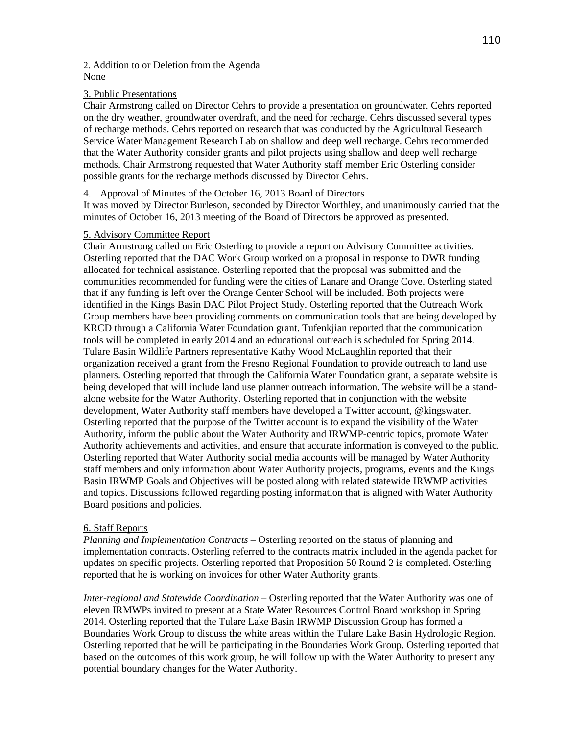2. Addition to or Deletion from the Agenda
None

3. Public Presentations
Chair Armstrong called on Director Cehrs to provide a presentation on groundwater. Cehrs reported on the dry weather, groundwater overdraft, and the need for recharge. Cehrs discussed several types of recharge methods. Cehrs reported on research that was conducted by the Agricultural Research Service Water Management Research Lab on shallow and deep well recharge. Cehrs recommended that the Water Authority consider grants and pilot projects using shallow and deep well recharge methods. Chair Armstrong requested that Water Authority staff member Eric Osterling consider possible grants for the recharge methods discussed by Director Cehrs.

4. Approval of Minutes of the October 16, 2013 Board of Directors
It was moved by Director Burleson, seconded by Director Worthley, and unanimously carried that the minutes of October 16, 2013 meeting of the Board of Directors be approved as presented.

5. Advisory Committee Report
Chair Armstrong called on Eric Osterling to provide a report on Advisory Committee activities. Osterling reported that the DAC Work Group worked on a proposal in response to DWR funding allocated for technical assistance. Osterling reported that the proposal was submitted and the communities recommended for funding were the cities of Lanare and Orange Cove. Osterling stated that if any funding is left over the Orange Center School will be included. Both projects were identified in the Kings Basin DAC Pilot Project Study. Osterling reported that the Outreach Work Group members have been providing comments on communication tools that are being developed by KRCD through a California Water Foundation grant. Tufenkjian reported that the communication tools will be completed in early 2014 and an educational outreach is scheduled for Spring 2014. Tulare Basin Wildlife Partners representative Kathy Wood McLaughlin reported that their organization received a grant from the Fresno Regional Foundation to provide outreach to land use planners. Osterling reported that through the California Water Foundation grant, a separate website is being developed that will include land use planner outreach information. The website will be a stand-alone website for the Water Authority. Osterling reported that in conjunction with the website development, Water Authority staff members have developed a Twitter account, @kingswater. Osterling reported that the purpose of the Twitter account is to expand the visibility of the Water Authority, inform the public about the Water Authority and IRWMP-centric topics, promote Water Authority achievements and activities, and ensure that accurate information is conveyed to the public. Osterling reported that Water Authority social media accounts will be managed by Water Authority staff members and only information about Water Authority projects, programs, events and the Kings Basin IRWMP Goals and Objectives will be posted along with related statewide IRWMP activities and topics. Discussions followed regarding posting information that is aligned with Water Authority Board positions and policies.

6. Staff Reports
*Planning and Implementation Contracts* – Osterling reported on the status of planning and implementation contracts. Osterling referred to the contracts matrix included in the agenda packet for updates on specific projects. Osterling reported that Proposition 50 Round 2 is completed. Osterling reported that he is working on invoices for other Water Authority grants.

*Inter-regional and Statewide Coordination* – Osterling reported that the Water Authority was one of eleven IRMWPs invited to present at a State Water Resources Control Board workshop in Spring 2014. Osterling reported that the Tulare Lake Basin IRWMP Discussion Group has formed a Boundaries Work Group to discuss the white areas within the Tulare Lake Basin Hydrologic Region. Osterling reported that he will be participating in the Boundaries Work Group. Osterling reported that based on the outcomes of this work group, he will follow up with the Water Authority to present any potential boundary changes for the Water Authority.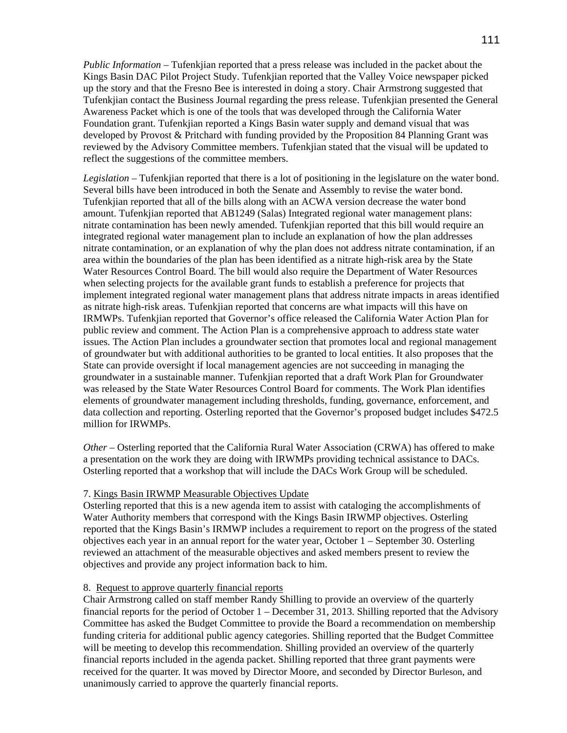*Public Information* – Tufenkjian reported that a press release was included in the packet about the Kings Basin DAC Pilot Project Study. Tufenkjian reported that the Valley Voice newspaper picked up the story and that the Fresno Bee is interested in doing a story. Chair Armstrong suggested that Tufenkjian contact the Business Journal regarding the press release. Tufenkjian presented the General Awareness Packet which is one of the tools that was developed through the California Water Foundation grant. Tufenkjian reported a Kings Basin water supply and demand visual that was developed by Provost & Pritchard with funding provided by the Proposition 84 Planning Grant was reviewed by the Advisory Committee members. Tufenkjian stated that the visual will be updated to reflect the suggestions of the committee members.

*Legislation* – Tufenkjian reported that there is a lot of positioning in the legislature on the water bond. Several bills have been introduced in both the Senate and Assembly to revise the water bond. Tufenkjian reported that all of the bills along with an ACWA version decrease the water bond amount. Tufenkjian reported that AB1249 (Salas) Integrated regional water management plans: nitrate contamination has been newly amended. Tufenkjian reported that this bill would require an integrated regional water management plan to include an explanation of how the plan addresses nitrate contamination, or an explanation of why the plan does not address nitrate contamination, if an area within the boundaries of the plan has been identified as a nitrate high-risk area by the State Water Resources Control Board. The bill would also require the Department of Water Resources when selecting projects for the available grant funds to establish a preference for projects that implement integrated regional water management plans that address nitrate impacts in areas identified as nitrate high-risk areas. Tufenkjian reported that concerns are what impacts will this have on IRMWPs. Tufenkjian reported that Governor's office released the California Water Action Plan for public review and comment. The Action Plan is a comprehensive approach to address state water issues. The Action Plan includes a groundwater section that promotes local and regional management of groundwater but with additional authorities to be granted to local entities. It also proposes that the State can provide oversight if local management agencies are not succeeding in managing the groundwater in a sustainable manner. Tufenkjian reported that a draft Work Plan for Groundwater was released by the State Water Resources Control Board for comments. The Work Plan identifies elements of groundwater management including thresholds, funding, governance, enforcement, and data collection and reporting. Osterling reported that the Governor's proposed budget includes $472.5 million for IRWMPs.

*Other* – Osterling reported that the California Rural Water Association (CRWA) has offered to make a presentation on the work they are doing with IRWMPs providing technical assistance to DACs. Osterling reported that a workshop that will include the DACs Work Group will be scheduled.

7. Kings Basin IRWMP Measurable Objectives Update

Osterling reported that this is a new agenda item to assist with cataloging the accomplishments of Water Authority members that correspond with the Kings Basin IRWMP objectives. Osterling reported that the Kings Basin's IRMWP includes a requirement to report on the progress of the stated objectives each year in an annual report for the water year, October 1 – September 30. Osterling reviewed an attachment of the measurable objectives and asked members present to review the objectives and provide any project information back to him.

8. Request to approve quarterly financial reports

Chair Armstrong called on staff member Randy Shilling to provide an overview of the quarterly financial reports for the period of October 1 – December 31, 2013. Shilling reported that the Advisory Committee has asked the Budget Committee to provide the Board a recommendation on membership funding criteria for additional public agency categories. Shilling reported that the Budget Committee will be meeting to develop this recommendation. Shilling provided an overview of the quarterly financial reports included in the agenda packet. Shilling reported that three grant payments were received for the quarter. It was moved by Director Moore, and seconded by Director Burleson, and unanimously carried to approve the quarterly financial reports.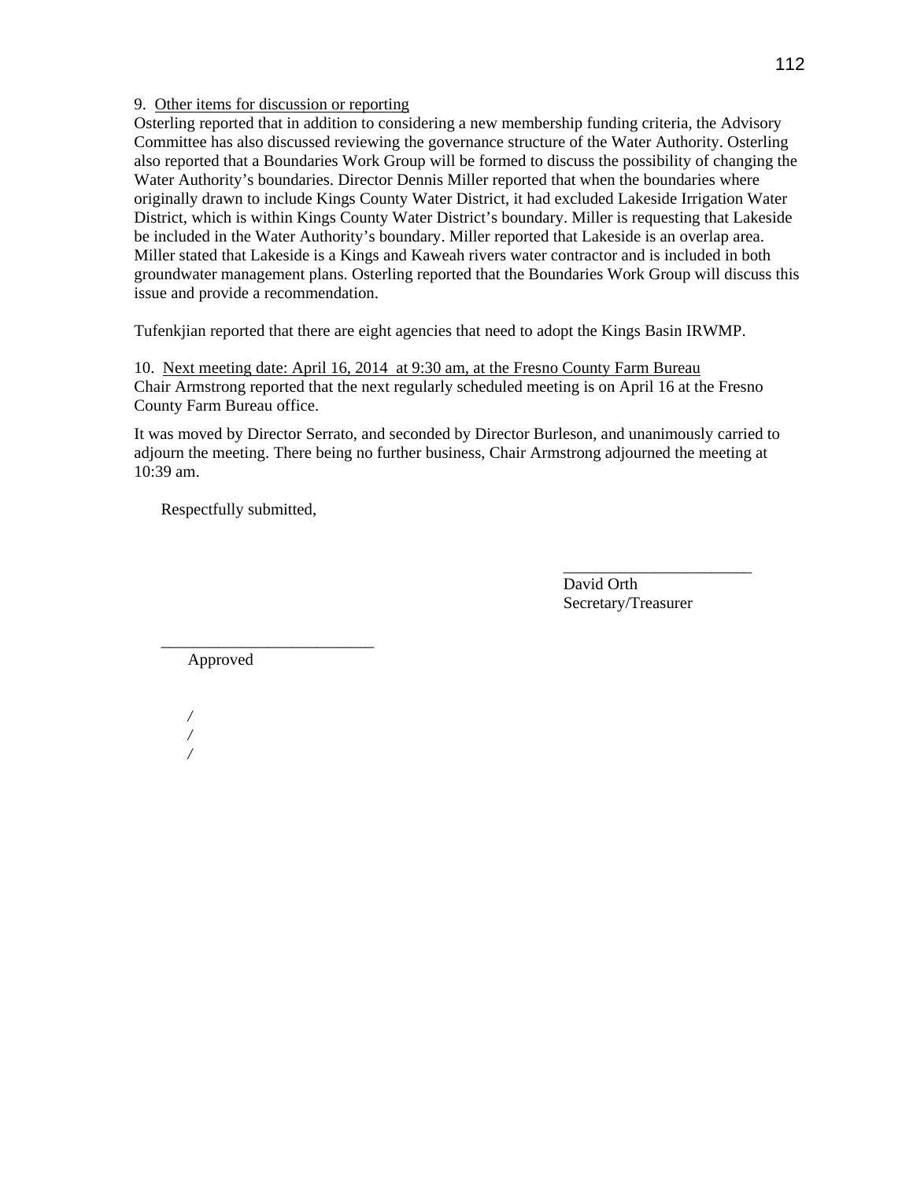9. Other items for discussion or reporting

Osterling reported that in addition to considering a new membership funding criteria, the Advisory Committee has also discussed reviewing the governance structure of the Water Authority. Osterling also reported that a Boundaries Work Group will be formed to discuss the possibility of changing the Water Authority's boundaries. Director Dennis Miller reported that when the boundaries where originally drawn to include Kings County Water District, it had excluded Lakeside Irrigation Water District, which is within Kings County Water District's boundary. Miller is requesting that Lakeside be included in the Water Authority's boundary. Miller reported that Lakeside is an overlap area. Miller stated that Lakeside is a Kings and Kaweah rivers water contractor and is included in both groundwater management plans. Osterling reported that the Boundaries Work Group will discuss this issue and provide a recommendation.

Tufenkjian reported that there are eight agencies that need to adopt the Kings Basin IRWMP.

10. Next meeting date: April 16, 2014 at 9:30 am, at the Fresno County Farm Bureau

Chair Armstrong reported that the next regularly scheduled meeting is on April 16 at the Fresno County Farm Bureau office.

It was moved by Director Serrato, and seconded by Director Burleson, and unanimously carried to adjourn the meeting. There being no further business, Chair Armstrong adjourned the meeting at 10:39 am.

Respectfully submitted,

_______________________
David Orth
Secretary/Treasurer

__________________________
Approved

/
/
/